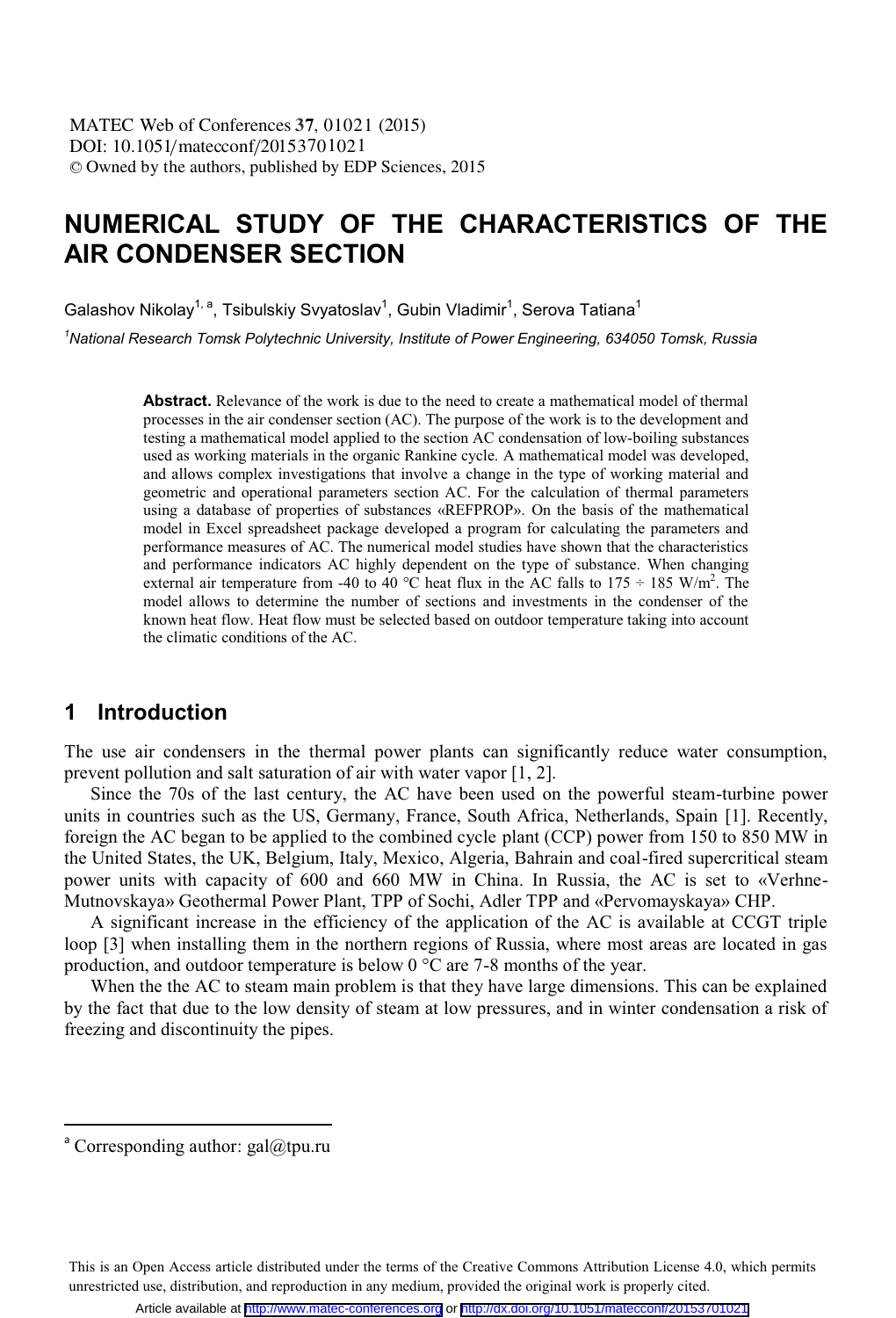# NUMERICAL STUDY OF THE CHARACTERISTICS OF THE AIR CONDENSER SECTION

Galashov Nikolay[1, a], Tsibulskiy Svyatoslav[1], Gubin Vladimir[1], Serova Tatiana[1]

[1]*National Research Tomsk Polytechnic University, Institute of Power Engineering, 634050 Tomsk, Russia*

**Abstract.** Relevance of the work is due to the need to create a mathematical model of thermal processes in the air condenser section (AC). The purpose of the work is to the development and testing a mathematical model applied to the section AC condensation of low-boiling substances used as working materials in the organic Rankine cycle. A mathematical model was developed, and allows complex investigations that involve a change in the type of working material and geometric and operational parameters section AC. For the calculation of thermal parameters using a database of properties of substances «REFPROP». On the basis of the mathematical model in Excel spreadsheet package developed a program for calculating the parameters and performance measures of AC. The numerical model studies have shown that the characteristics and performance indicators AC highly dependent on the type of substance. When changing external air temperature from -40 to 40 °C heat flux in the AC falls to 175 ÷ 185 W/m$^2$. The model allows to determine the number of sections and investments in the condenser of the known heat flow. Heat flow must be selected based on outdoor temperature taking into account the climatic conditions of the AC.

## 1 Introduction

The use air condensers in the thermal power plants can significantly reduce water consumption, prevent pollution and salt saturation of air with water vapor [1, 2].

Since the 70s of the last century, the AC have been used on the powerful steam-turbine power units in countries such as the US, Germany, France, South Africa, Netherlands, Spain [1]. Recently, foreign the AC began to be applied to the combined cycle plant (CCP) power from 150 to 850 MW in the United States, the UK, Belgium, Italy, Mexico, Algeria, Bahrain and coal-fired supercritical steam power units with capacity of 600 and 660 MW in China. In Russia, the AC is set to «Verhne-Mutnovskaya» Geothermal Power Plant, TPP of Sochi, Adler TPP and «Pervomayskaya» CHP.

A significant increase in the efficiency of the application of the AC is available at CCGT triple loop [3] when installing them in the northern regions of Russia, where most areas are located in gas production, and outdoor temperature is below 0 °C are 7-8 months of the year.

When the the AC to steam main problem is that they have large dimensions. This can be explained by the fact that due to the low density of steam at low pressures, and in winter condensation a risk of freezing and discontinuity the pipes.

[a] Corresponding author: gal@tpu.ru

This is an Open Access article distributed under the terms of the Creative Commons Attribution License 4.0, which permits unrestricted use, distribution, and reproduction in any medium, provided the original work is properly cited.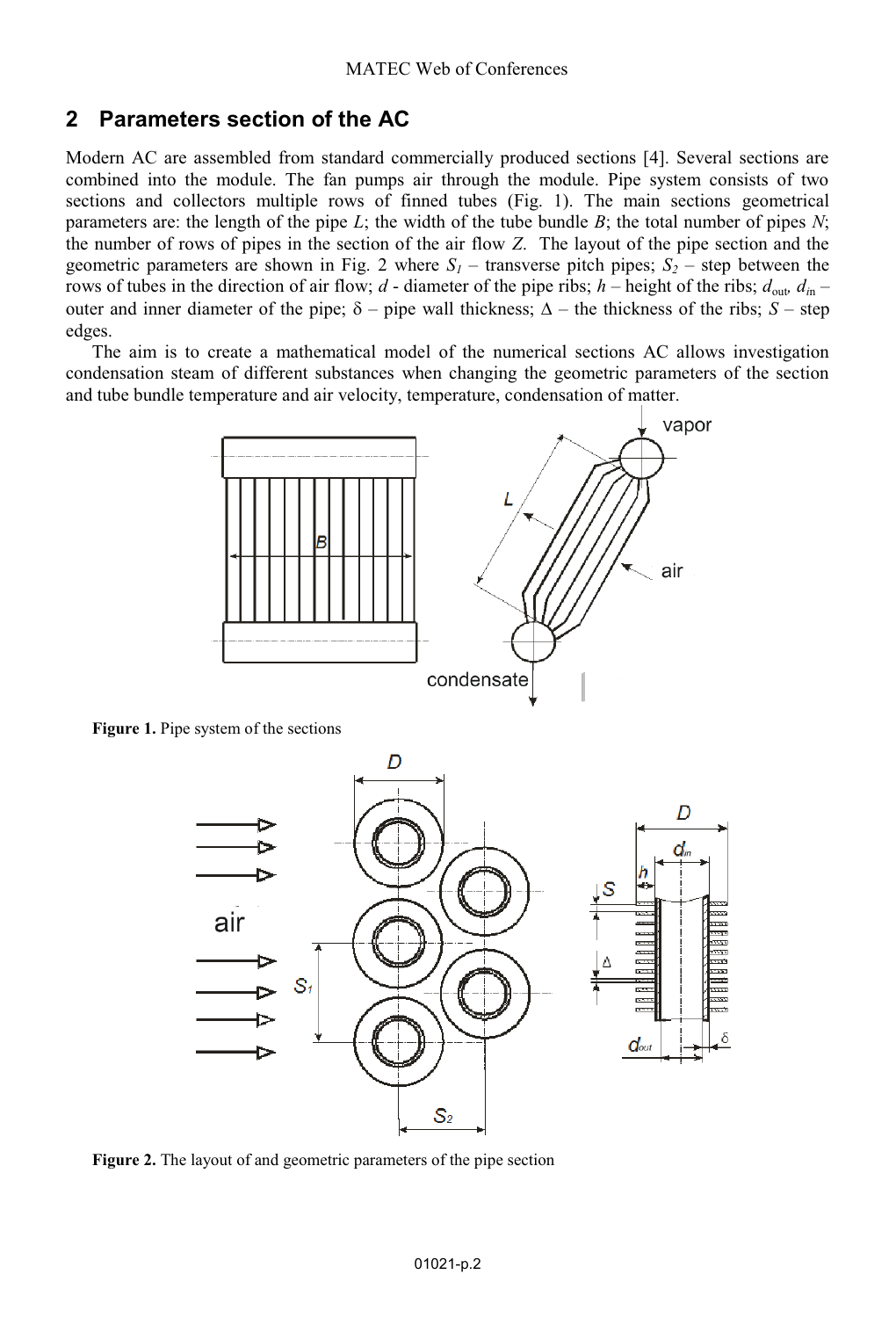## 2 Parameters section of the AC

Modern AC are assembled from standard commercially produced sections [4]. Several sections are combined into the module. The fan pumps air through the module. Pipe system consists of two sections and collectors multiple rows of finned tubes (Fig. 1). The main sections geometrical parameters are: the length of the pipe $L$; the width of the tube bundle $B$; the total number of pipes $N$; the number of rows of pipes in the section of the air flow $Z$. The layout of the pipe section and the geometric parameters are shown in Fig. 2 where $S_1$ – transverse pitch pipes; $S_2$ – step between the rows of tubes in the direction of air flow; $d$ - diameter of the pipe ribs; $h$ – height of the ribs; $d_{out}$, $d_{in}$ – outer and inner diameter of the pipe; $\delta$ – pipe wall thickness; $\Delta$ – the thickness of the ribs; $S$ – step edges.

The aim is to create a mathematical model of the numerical sections AC allows investigation condensation steam of different substances when changing the geometric parameters of the section and tube bundle temperature and air velocity, temperature, condensation of matter.

**Figure 1.** Pipe system of the sections

**Figure 2.** The layout of and geometric parameters of the pipe section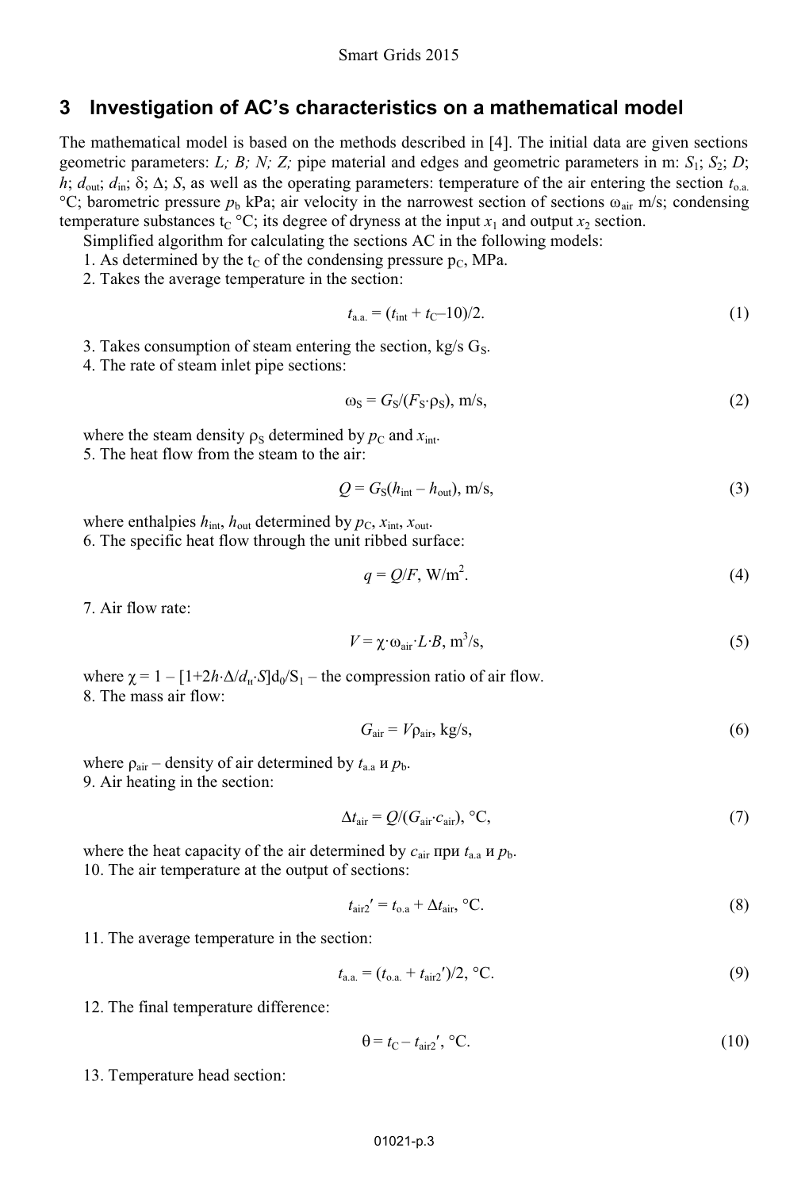## 3 Investigation of AC's characteristics on a mathematical model

The mathematical model is based on the methods described in [4]. The initial data are given sections geometric parameters: $L$; $B$; $N$; $Z$; pipe material and edges and geometric parameters in m: $S_1$; $S_2$; $D$; $h$; $d_{out}$; $d_{in}$; $\delta$; $\Delta$; $S$, as well as the operating parameters: temperature of the air entering the section $t_{o.a.}$ °C; barometric pressure $p_b$ kPa; air velocity in the narrowest section of sections $\omega_{air}$ m/s; condensing temperature substances $t_C$ °C; its degree of dryness at the input $x_1$ and output $x_2$ section.

Simplified algorithm for calculating the sections AC in the following models:

1. As determined by the $t_C$ of the condensing pressure $p_C$, MPa.
2. Takes the average temperature in the section:

$$t_{a.a.} = (t_{int} + t_C - 10)/2. \tag{1}$$

3. Takes consumption of steam entering the section, kg/s $G_S$.
4. The rate of steam inlet pipe sections:

$$\omega_S = G_S/(F_S \cdot \rho_S), \text{ m/s}, \tag{2}$$

where the steam density $\rho_S$ determined by $p_C$ and $x_{int}$.

5. The heat flow from the steam to the air:

$$Q = G_S(h_{int} - h_{out}), \text{ m/s}, \tag{3}$$

where enthalpies $h_{int}$, $h_{out}$ determined by $p_C$, $x_{int}$, $x_{out}$.

6. The specific heat flow through the unit ribbed surface:

$$q = Q/F, \text{ W/m}^2. \tag{4}$$

7. Air flow rate:

$$V = \chi \cdot \omega_{air} \cdot L \cdot B, \text{ m}^3\text{/s}, \tag{5}$$

where $\chi = 1 - [1 + 2h \cdot \Delta / d_н \cdot S] d_0 / S_1$ – the compression ratio of air flow.

8. The mass air flow:

$$G_{air} = V \rho_{air}, \text{ kg/s}, \tag{6}$$

where $\rho_{air}$ – density of air determined by $t_{a.a}$ и $p_b$.

9. Air heating in the section:

$$\Delta t_{air} = Q/(G_{air} \cdot c_{air}), \text{ °C}, \tag{7}$$

where the heat capacity of the air determined by $c_{air}$ при $t_{a.a}$ и $p_b$.

10. The air temperature at the output of sections:

$$t_{air2}' = t_{o.a} + \Delta t_{air}, \text{ °C}. \tag{8}$$

11. The average temperature in the section:

$$t_{a.a.} = (t_{o.a.} + t_{air2}')/2, \text{ °C}. \tag{9}$$

12. The final temperature difference:

$$\theta = t_C - t_{air2}', \text{ °C}. \tag{10}$$

13. Temperature head section: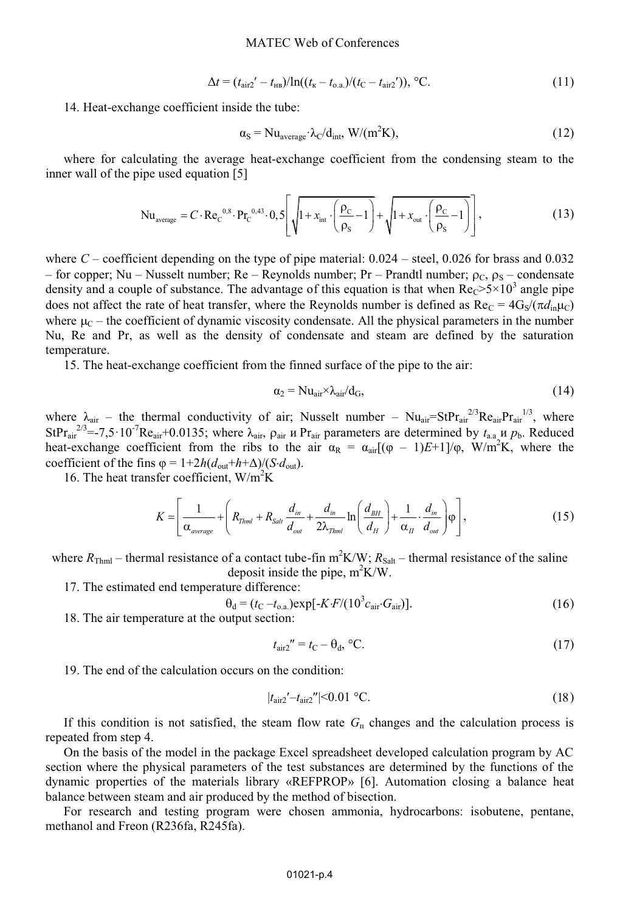$$\Delta t = (t_{air2}' - t_{нв})/\ln((t_к - t_{o.a.})/(t_C - t_{air2}')), \text{ °C}. \tag{11}$$

14. Heat-exchange coefficient inside the tube:

$$\alpha_S = \text{Nu}_{average} \cdot \lambda_C / d_{int}, \text{ W/(m}^2\text{K)}, \tag{12}$$

where for calculating the average heat-exchange coefficient from the condensing steam to the inner wall of the pipe used equation [5]

$$\text{Nu}_{average} = C \cdot \text{Re}_C^{\ 0,8} \cdot \text{Pr}_C^{\ 0,43} \cdot 0,5 \left[ \sqrt{1 + x_{int} \cdot \left( \frac{\rho_C}{\rho_S} - 1 \right)} + \sqrt{1 + x_{out} \cdot \left( \frac{\rho_C}{\rho_S} - 1 \right)} \right], \tag{13}$$

where $C$ – coefficient depending on the type of pipe material: 0.024 – steel, 0.026 for brass and 0.032 – for copper; Nu – Nusselt number; Re – Reynolds number; Pr – Prandtl number; $\rho_C$, $\rho_S$ – condensate density and a couple of substance. The advantage of this equation is that when $\text{Re}_C > 5 \times 10^3$ angle pipe does not affect the rate of heat transfer, where the Reynolds number is defined as $\text{Re}_C = 4G_S/(\pi d_{in} \mu_C)$ where $\mu_C$ – the coefficient of dynamic viscosity condensate. All the physical parameters in the number Nu, Re and Pr, as well as the density of condensate and steam are defined by the saturation temperature.

15. The heat-exchange coefficient from the finned surface of the pipe to the air:

$$\alpha_2 = \text{Nu}_{air} \times \lambda_{air} / d_G, \tag{14}$$

where $\lambda_{air}$ – the thermal conductivity of air; Nusselt number – $\text{Nu}_{air} = \text{StPr}_{air}^{2/3} \text{Re}_{air} \text{Pr}_{air}^{1/3}$, where $\text{StPr}_{air}^{2/3} = -7{,}5 \cdot 10^{-7} \text{Re}_{air} + 0.0135$; where $\lambda_{air}$, $\rho_{air}$ и $\text{Pr}_{air}$ parameters are determined by $t_{a.a}$ и $p_b$. Reduced heat-exchange coefficient from the ribs to the air $\alpha_R = \alpha_{air}[(\varphi - 1)E + 1]/\varphi$, W/m$^2$K, where the coefficient of the fins $\varphi = 1 + 2h(d_{out} + h + \Delta)/(S \cdot d_{out})$.

16. The heat transfer coefficient, W/m$^2$K

$$K = \left[ \frac{1}{\alpha_{average}} + \left( R_{Thml} + R_{Salt} \frac{d_{in}}{d_{out}} + \frac{d_{in}}{2\lambda_{Thml}} \ln\left( \frac{d_{BH}}{d_H} \right) + \frac{1}{\alpha_\Pi} \cdot \frac{d_{in}}{d_{out}} \right) \varphi \right], \tag{15}$$

where $R_{Thml}$ – thermal resistance of a contact tube-fin m$^2$K/W; $R_{Salt}$ – thermal resistance of the saline deposit inside the pipe, m$^2$K/W.

17. The estimated end temperature difference:

$$\theta_d = (t_C - t_{o.a.}) \exp[-K \cdot F/(10^3 c_{air} \cdot G_{air})]. \tag{16}$$

18. The air temperature at the output section:

$$t_{air2}'' = t_C - \theta_d, \text{ °C}. \tag{17}$$

19. The end of the calculation occurs on the condition:

$$|t_{air2}' - t_{air2}''| < 0.01 \text{ °C}. \tag{18}$$

If this condition is not satisfied, the steam flow rate $G_п$ changes and the calculation process is repeated from step 4.

On the basis of the model in the package Excel spreadsheet developed calculation program by AC section where the physical parameters of the test substances are determined by the functions of the dynamic properties of the materials library «REFPROP» [6]. Automation closing a balance heat balance between steam and air produced by the method of bisection.

For research and testing program were chosen ammonia, hydrocarbons: isobutene, pentane, methanol and Freon (R236fa, R245fa).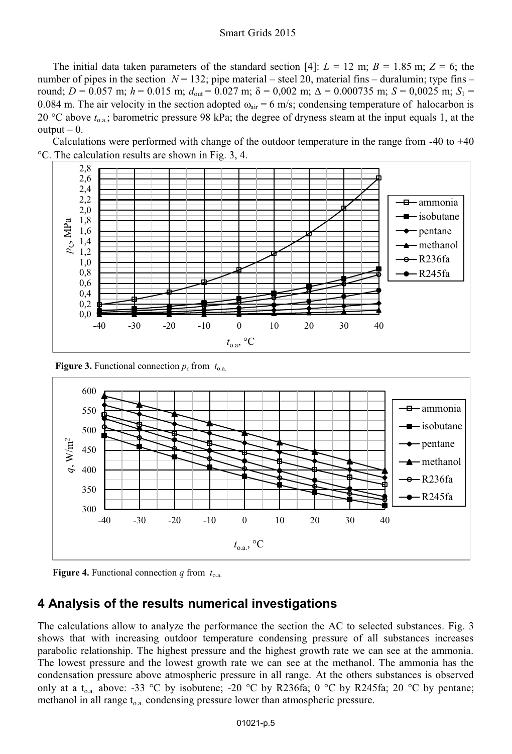The initial data taken parameters of the standard section [4]: $L$ = 12 m; $B$ = 1.85 m; $Z$ = 6; the number of pipes in the section $N$ = 132; pipe material – steel 20, material fins – duralumin; type fins – round; $D$ = 0.057 m; $h$ = 0.015 m; $d_{out}$ = 0.027 m; $\delta$ = 0,002 m; $\Delta$ = 0.000735 m; $S$ = 0,0025 m; $S_1$ = 0.084 m. The air velocity in the section adopted $\omega_{air}$ = 6 m/s; condensing temperature of halocarbon is 20 °C above $t_{o.a.}$; barometric pressure 98 kPa; the degree of dryness steam at the input equals 1, at the output – 0.

Calculations were performed with change of the outdoor temperature in the range from -40 to +40 °C. The calculation results are shown in Fig. 3, 4.

**Figure 3.** Functional connection $p_c$ from $t_{o.a.}$

**Figure 4.** Functional connection $q$ from $t_{o.a.}$

## 4 Analysis of the results numerical investigations

The calculations allow to analyze the performance the section the AC to selected substances. Fig. 3 shows that with increasing outdoor temperature condensing pressure of all substances increases parabolic relationship. The highest pressure and the highest growth rate we can see at the ammonia. The lowest pressure and the lowest growth rate we can see at the methanol. The ammonia has the condensation pressure above atmospheric pressure in all range. At the others substances is observed only at a $t_{o.a.}$ above: -33 °C by isobutene; -20 °C by R236fa; 0 °C by R245fa; 20 °C by pentane; methanol in all range $t_{o.a.}$ condensing pressure lower than atmospheric pressure.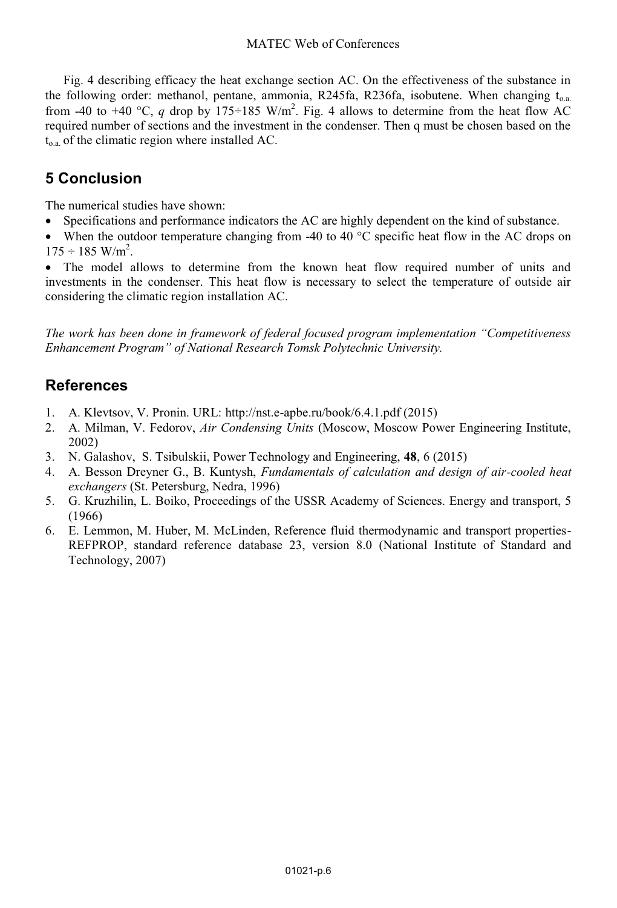Fig. 4 describing efficacy the heat exchange section AC. On the effectiveness of the substance in the following order: methanol, pentane, ammonia, R245fa, R236fa, isobutene. When changing $t_{o.a.}$ from -40 to +40 °C, $q$ drop by 175÷185 W/m$^2$. Fig. 4 allows to determine from the heat flow AC required number of sections and the investment in the condenser. Then q must be chosen based on the $t_{o.a.}$ of the climatic region where installed AC.

## 5 Conclusion

The numerical studies have shown:

- Specifications and performance indicators the AC are highly dependent on the kind of substance.
- When the outdoor temperature changing from -40 to 40 °C specific heat flow in the AC drops on 175 ÷ 185 W/m$^2$.
- The model allows to determine from the known heat flow required number of units and investments in the condenser. This heat flow is necessary to select the temperature of outside air considering the climatic region installation AC.

*The work has been done in framework of federal focused program implementation "Competitiveness Enhancement Program" of National Research Tomsk Polytechnic University.*

## References

1. A. Klevtsov, V. Pronin. URL: http://nst.e-apbe.ru/book/6.4.1.pdf (2015)
2. A. Milman, V. Fedorov, *Air Condensing Units* (Moscow, Moscow Power Engineering Institute, 2002)
3. N. Galashov, S. Tsibulskii, Power Technology and Engineering, **48**, 6 (2015)
4. A. Besson Dreyner G., B. Kuntysh, *Fundamentals of calculation and design of air-cooled heat exchangers* (St. Petersburg, Nedra, 1996)
5. G. Kruzhilin, L. Boiko, Proceedings of the USSR Academy of Sciences. Energy and transport, 5 (1966)
6. E. Lemmon, M. Huber, M. McLinden, Reference fluid thermodynamic and transport properties-REFPROP, standard reference database 23, version 8.0 (National Institute of Standard and Technology, 2007)